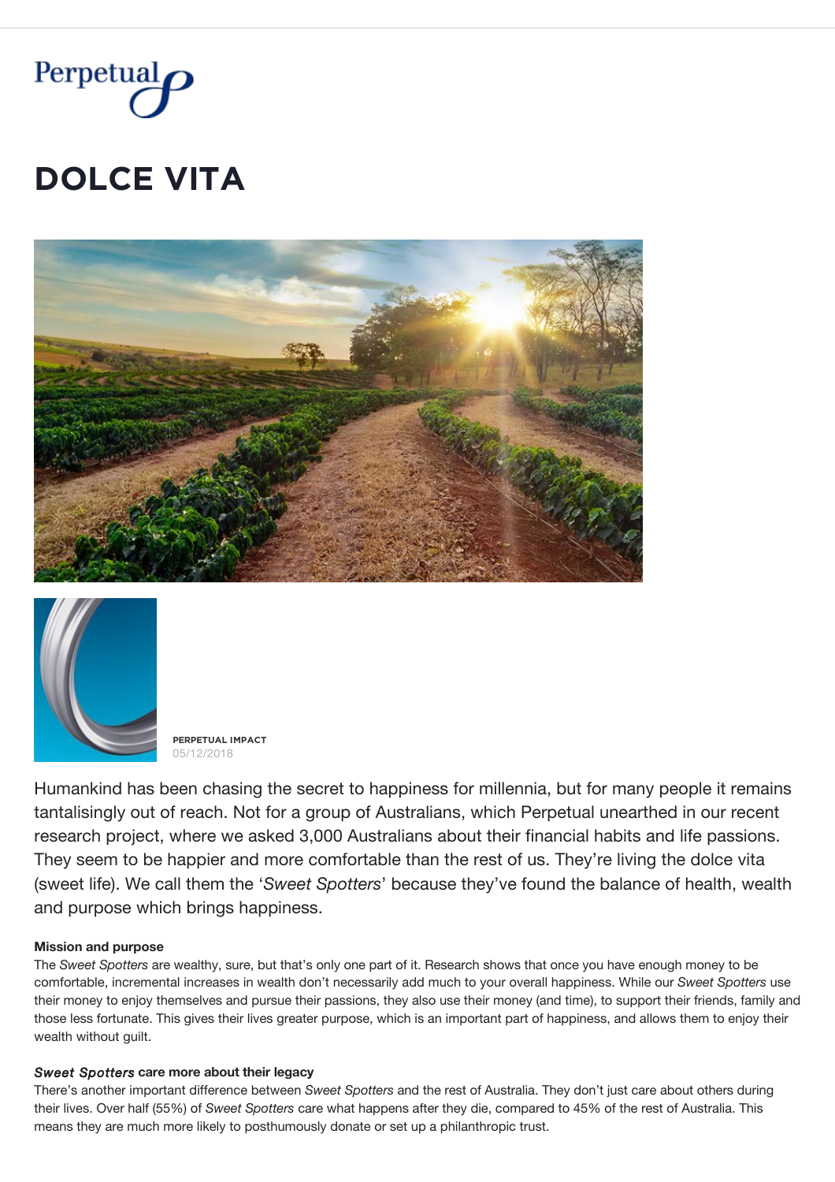Perpetual

# DOLCE VITA

**PERPETUAL IMPACT**
05/12/2018

Humankind has been chasing the secret to happiness for millennia, but for many people it remains tantalisingly out of reach. Not for a group of Australians, which Perpetual unearthed in our recent research project, where we asked 3,000 Australians about their financial habits and life passions. They seem to be happier and more comfortable than the rest of us. They're living the dolce vita (sweet life). We call them the '*Sweet Spotters*' because they've found the balance of health, wealth and purpose which brings happiness.

**Mission and purpose**

The *Sweet Spotters* are wealthy, sure, but that's only one part of it. Research shows that once you have enough money to be comfortable, incremental increases in wealth don't necessarily add much to your overall happiness. While our *Sweet Spotters* use their money to enjoy themselves and pursue their passions, they also use their money (and time), to support their friends, family and those less fortunate. This gives their lives greater purpose, which is an important part of happiness, and allows them to enjoy their wealth without guilt.

***Sweet Spotters* care more about their legacy**

There's another important difference between *Sweet Spotters* and the rest of Australia. They don't just care about others during their lives. Over half (55%) of *Sweet Spotters* care what happens after they die, compared to 45% of the rest of Australia. This means they are much more likely to posthumously donate or set up a philanthropic trust.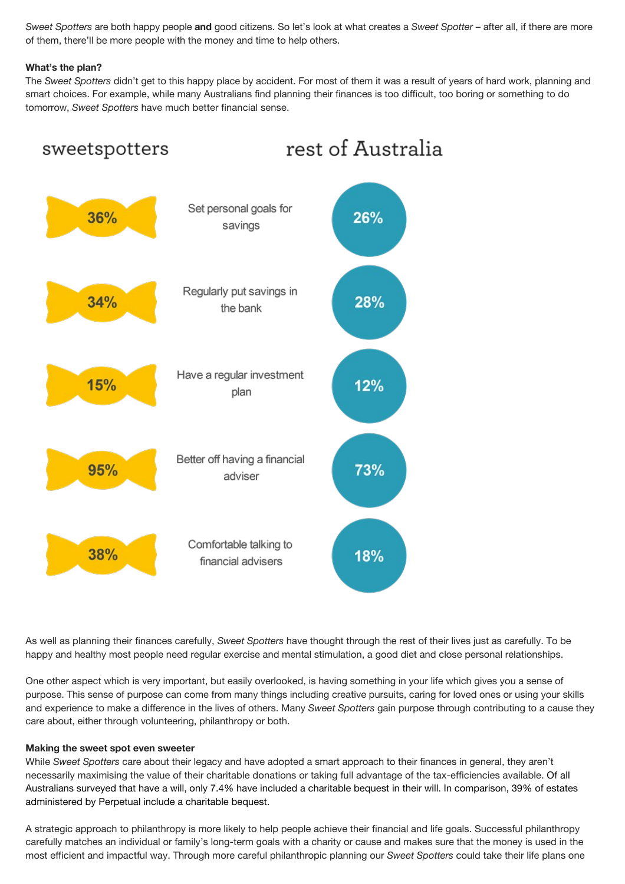*Sweet Spotters* are both happy people **and** good citizens. So let's look at what creates a *Sweet Spotter* – after all, if there are more of them, there'll be more people with the money and time to help others.

**What's the plan?**

The *Sweet Spotters* didn't get to this happy place by accident. For most of them it was a result of years of hard work, planning and smart choices. For example, while many Australians find planning their finances is too difficult, too boring or something to do tomorrow, *Sweet Spotters* have much better financial sense.

| sweetspotters | | rest of Australia |
|---|---|---|
| 36% | Set personal goals for savings | 26% |
| 34% | Regularly put savings in the bank | 28% |
| 15% | Have a regular investment plan | 12% |
| 95% | Better off having a financial adviser | 73% |
| 38% | Comfortable talking to financial advisers | 18% |

As well as planning their finances carefully, *Sweet Spotters* have thought through the rest of their lives just as carefully. To be happy and healthy most people need regular exercise and mental stimulation, a good diet and close personal relationships.

One other aspect which is very important, but easily overlooked, is having something in your life which gives you a sense of purpose. This sense of purpose can come from many things including creative pursuits, caring for loved ones or using your skills and experience to make a difference in the lives of others. Many *Sweet Spotters* gain purpose through contributing to a cause they care about, either through volunteering, philanthropy or both.

**Making the sweet spot even sweeter**

While *Sweet Spotters* care about their legacy and have adopted a smart approach to their finances in general, they aren't necessarily maximising the value of their charitable donations or taking full advantage of the tax-efficiencies available. Of all Australians surveyed that have a will, only 7.4% have included a charitable bequest in their will. In comparison, 39% of estates administered by Perpetual include a charitable bequest.

A strategic approach to philanthropy is more likely to help people achieve their financial and life goals. Successful philanthropy carefully matches an individual or family's long-term goals with a charity or cause and makes sure that the money is used in the most efficient and impactful way. Through more careful philanthropic planning our *Sweet Spotters* could take their life plans one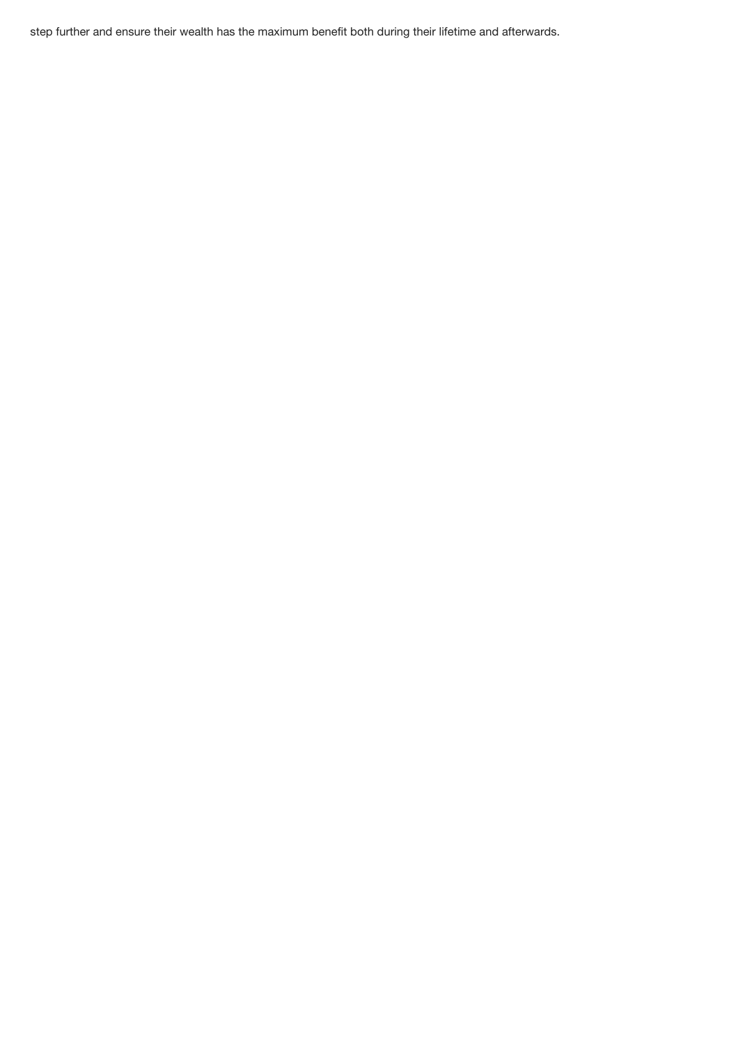step further and ensure their wealth has the maximum benefit both during their lifetime and afterwards.